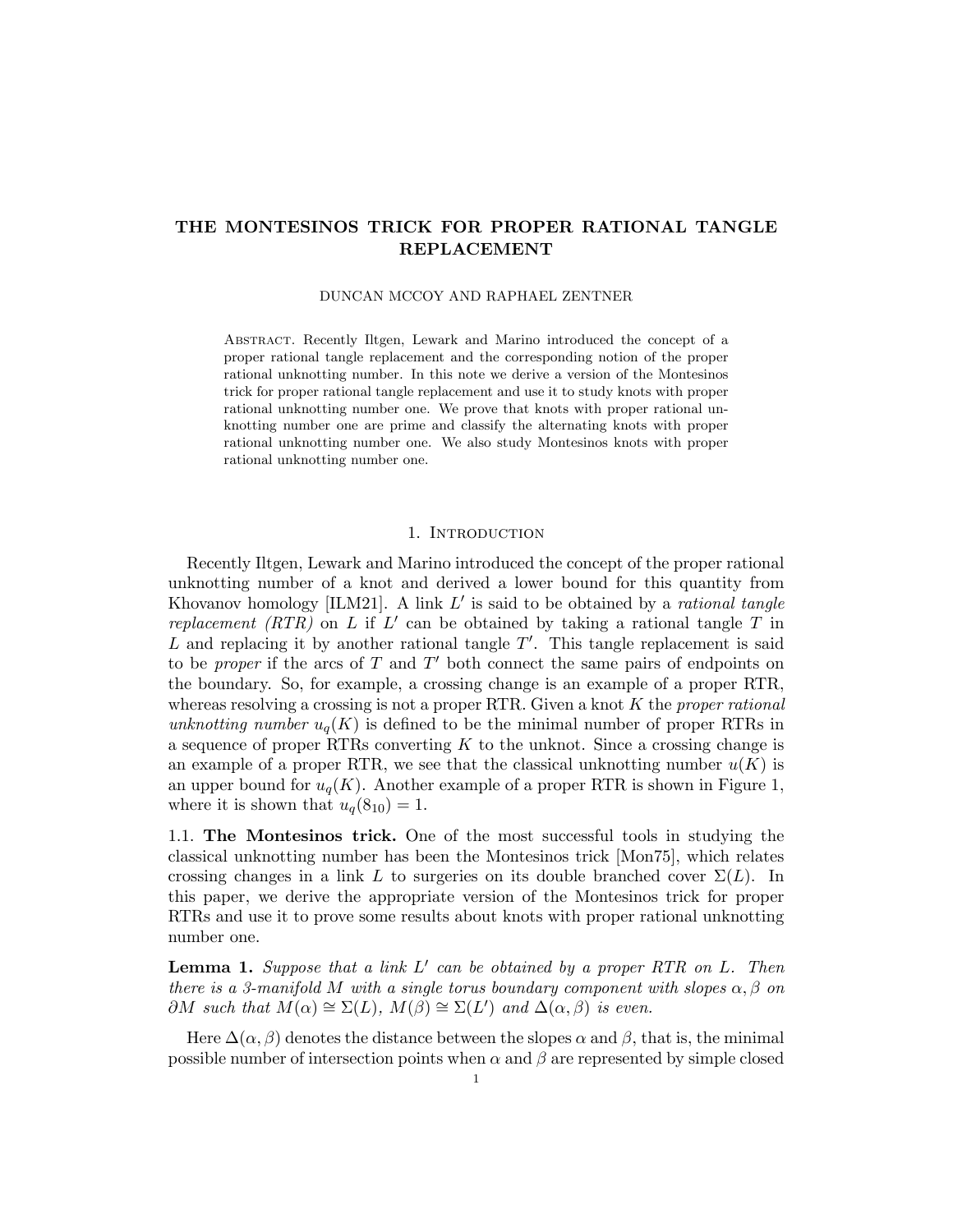# THE MONTESINOS TRICK FOR PROPER RATIONAL TANGLE REPLACEMENT

DUNCAN MCCOY AND RAPHAEL ZENTNER

Abstract. Recently Iltgen, Lewark and Marino introduced the concept of a proper rational tangle replacement and the corresponding notion of the proper rational unknotting number. In this note we derive a version of the Montesinos trick for proper rational tangle replacement and use it to study knots with proper rational unknotting number one. We prove that knots with proper rational unknotting number one are prime and classify the alternating knots with proper rational unknotting number one. We also study Montesinos knots with proper rational unknotting number one.

## 1. Introduction

Recently Iltgen, Lewark and Marino introduced the concept of the proper rational unknotting number of a knot and derived a lower bound for this quantity from Khovanov homology [ILM21]. A link $L'$ is said to be obtained by a *rational tangle replacement (RTR)* on $L$ if $L'$ can be obtained by taking a rational tangle $T$ in $L$ and replacing it by another rational tangle $T'$. This tangle replacement is said to be *proper* if the arcs of $T$ and $T'$ both connect the same pairs of endpoints on the boundary. So, for example, a crossing change is an example of a proper RTR, whereas resolving a crossing is not a proper RTR. Given a knot $K$ the *proper rational unknotting number* $u_q(K)$ is defined to be the minimal number of proper RTRs in a sequence of proper RTRs converting $K$ to the unknot. Since a crossing change is an example of a proper RTR, we see that the classical unknotting number $u(K)$ is an upper bound for $u_q(K)$. Another example of a proper RTR is shown in Figure 1, where it is shown that $u_q(8_{10}) = 1$.

**1.1. The Montesinos trick.** One of the most successful tools in studying the classical unknotting number has been the Montesinos trick [Mon75], which relates crossing changes in a link $L$ to surgeries on its double branched cover $\Sigma(L)$. In this paper, we derive the appropriate version of the Montesinos trick for proper RTRs and use it to prove some results about knots with proper rational unknotting number one.

**Lemma 1.** *Suppose that a link $L'$ can be obtained by a proper RTR on $L$. Then there is a 3-manifold $M$ with a single torus boundary component with slopes $\alpha, \beta$ on $\partial M$ such that $M(\alpha) \cong \Sigma(L)$, $M(\beta) \cong \Sigma(L')$ and $\Delta(\alpha, \beta)$ is even.*

Here $\Delta(\alpha, \beta)$ denotes the distance between the slopes $\alpha$ and $\beta$, that is, the minimal possible number of intersection points when $\alpha$ and $\beta$ are represented by simple closed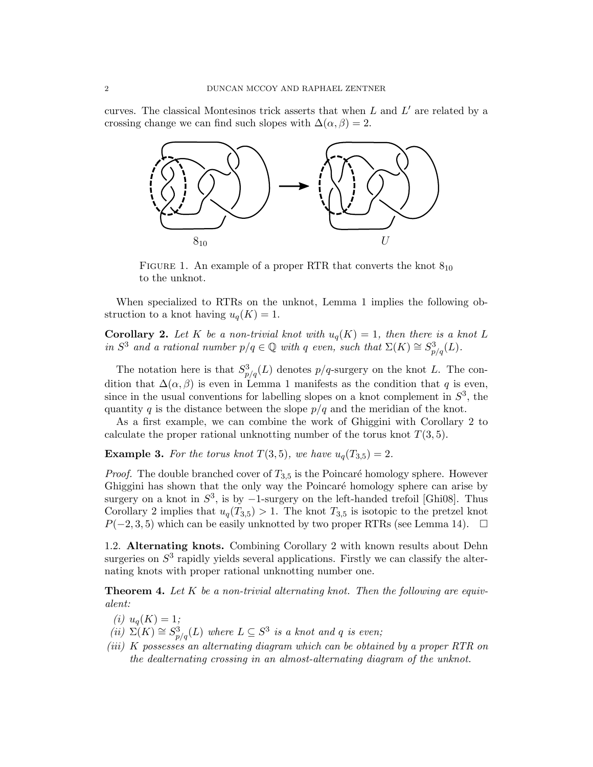curves. The classical Montesinos trick asserts that when $L$ and $L'$ are related by a crossing change we can find such slopes with $\Delta(\alpha, \beta) = 2$.

$8_{10}$ $\qquad$ $U$

FIGURE 1. An example of a proper RTR that converts the knot $8_{10}$ to the unknot.

When specialized to RTRs on the unknot, Lemma 1 implies the following obstruction to a knot having $u_q(K) = 1$.

**Corollary 2.** *Let $K$ be a non-trivial knot with $u_q(K) = 1$, then there is a knot $L$ in $S^3$ and a rational number $p/q \in \mathbb{Q}$ with $q$ even, such that $\Sigma(K) \cong S^3_{p/q}(L)$.*

The notation here is that $S^3_{p/q}(L)$ denotes $p/q$-surgery on the knot $L$. The condition that $\Delta(\alpha, \beta)$ is even in Lemma 1 manifests as the condition that $q$ is even, since in the usual conventions for labelling slopes on a knot complement in $S^3$, the quantity $q$ is the distance between the slope $p/q$ and the meridian of the knot.

As a first example, we can combine the work of Ghiggini with Corollary 2 to calculate the proper rational unknotting number of the torus knot $T(3, 5)$.

**Example 3.** *For the torus knot $T(3, 5)$, we have $u_q(T_{3,5}) = 2$.*

*Proof.* The double branched cover of $T_{3,5}$ is the Poincaré homology sphere. However Ghiggini has shown that the only way the Poincaré homology sphere can arise by surgery on a knot in $S^3$, is by $-1$-surgery on the left-handed trefoil [Ghi08]. Thus Corollary 2 implies that $u_q(T_{3,5}) > 1$. The knot $T_{3,5}$ is isotopic to the pretzel knot $P(-2, 3, 5)$ which can be easily unknotted by two proper RTRs (see Lemma 14). $\square$

## 1.2. Alternating knots.

Combining Corollary 2 with known results about Dehn surgeries on $S^3$ rapidly yields several applications. Firstly we can classify the alternating knots with proper rational unknotting number one.

**Theorem 4.** *Let $K$ be a non-trivial alternating knot. Then the following are equivalent:*

*(i) $u_q(K) = 1$;*
*(ii) $\Sigma(K) \cong S^3_{p/q}(L)$ where $L \subseteq S^3$ is a knot and $q$ is even;*
*(iii) $K$ possesses an alternating diagram which can be obtained by a proper RTR on the dealternating crossing in an almost-alternating diagram of the unknot.*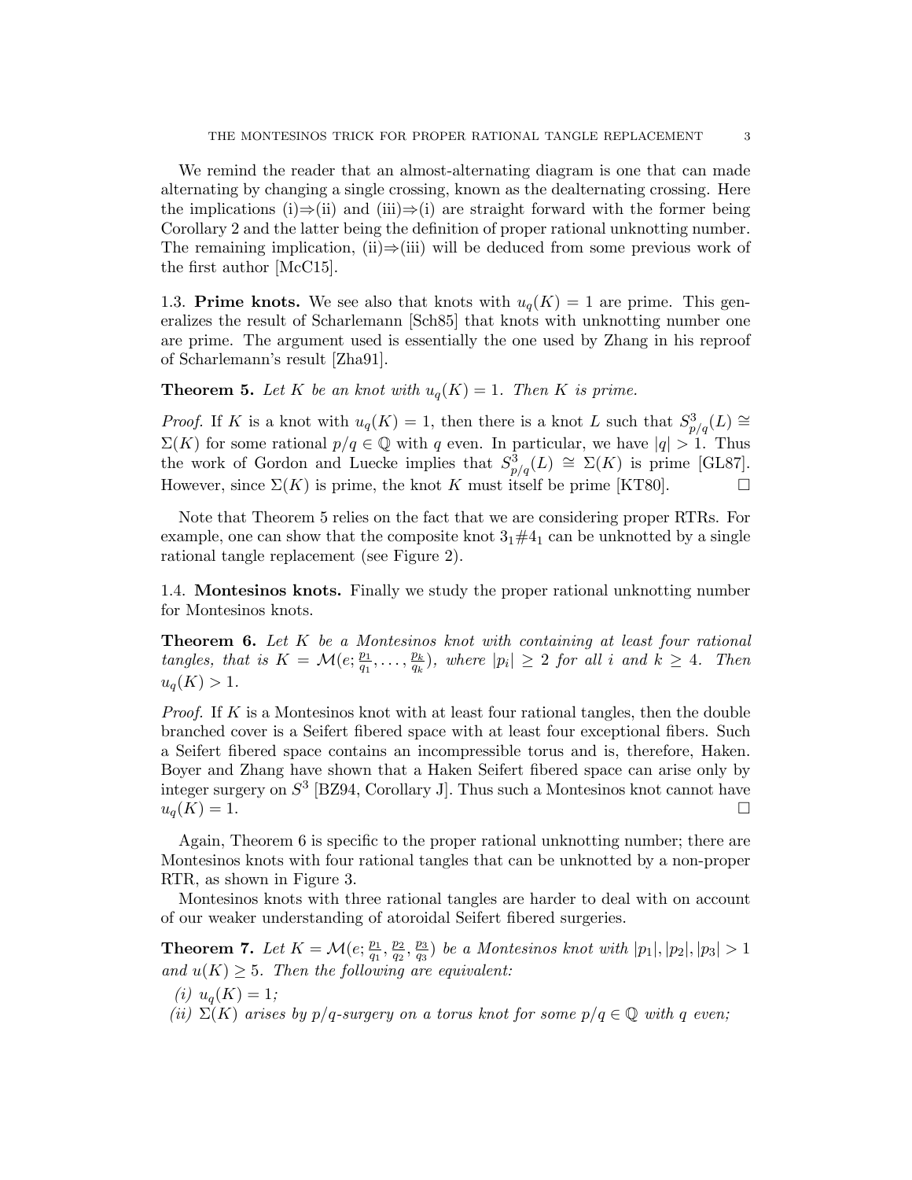We remind the reader that an almost-alternating diagram is one that can made alternating by changing a single crossing, known as the dealternating crossing. Here the implications (i)⇒(ii) and (iii)⇒(i) are straight forward with the former being Corollary 2 and the latter being the definition of proper rational unknotting number. The remaining implication, (ii)⇒(iii) will be deduced from some previous work of the first author [McC15].

### 1.3. Prime knots.

We see also that knots with $u_q(K) = 1$ are prime. This generalizes the result of Scharlemann [Sch85] that knots with unknotting number one are prime. The argument used is essentially the one used by Zhang in his reproof of Scharlemann's result [Zha91].

**Theorem 5.** *Let $K$ be an knot with $u_q(K) = 1$. Then $K$ is prime.*

*Proof.* If $K$ is a knot with $u_q(K) = 1$, then there is a knot $L$ such that $S^3_{p/q}(L) \cong \Sigma(K)$ for some rational $p/q \in \mathbb{Q}$ with $q$ even. In particular, we have $|q| > 1$. Thus the work of Gordon and Luecke implies that $S^3_{p/q}(L) \cong \Sigma(K)$ is prime [GL87]. However, since $\Sigma(K)$ is prime, the knot $K$ must itself be prime [KT80]. $\square$

Note that Theorem 5 relies on the fact that we are considering proper RTRs. For example, one can show that the composite knot $3_1\#4_1$ can be unknotted by a single rational tangle replacement (see Figure 2).

### 1.4. Montesinos knots.

Finally we study the proper rational unknotting number for Montesinos knots.

**Theorem 6.** *Let $K$ be a Montesinos knot with containing at least four rational tangles, that is $K = \mathcal{M}(e; \frac{p_1}{q_1}, \dots, \frac{p_k}{q_k})$, where $|p_i| \geq 2$ for all $i$ and $k \geq 4$. Then $u_q(K) > 1$.*

*Proof.* If $K$ is a Montesinos knot with at least four rational tangles, then the double branched cover is a Seifert fibered space with at least four exceptional fibers. Such a Seifert fibered space contains an incompressible torus and is, therefore, Haken. Boyer and Zhang have shown that a Haken Seifert fibered space can arise only by integer surgery on $S^3$ [BZ94, Corollary J]. Thus such a Montesinos knot cannot have $u_q(K) = 1$. $\square$

Again, Theorem 6 is specific to the proper rational unknotting number; there are Montesinos knots with four rational tangles that can be unknotted by a non-proper RTR, as shown in Figure 3.

Montesinos knots with three rational tangles are harder to deal with on account of our weaker understanding of atoroidal Seifert fibered surgeries.

**Theorem 7.** *Let $K = \mathcal{M}(e; \frac{p_1}{q_1}, \frac{p_2}{q_2}, \frac{p_3}{q_3})$ be a Montesinos knot with $|p_1|, |p_2|, |p_3| > 1$ and $u(K) \geq 5$. Then the following are equivalent:*

*(i) $u_q(K) = 1$;*

*(ii) $\Sigma(K)$ arises by $p/q$-surgery on a torus knot for some $p/q \in \mathbb{Q}$ with $q$ even;*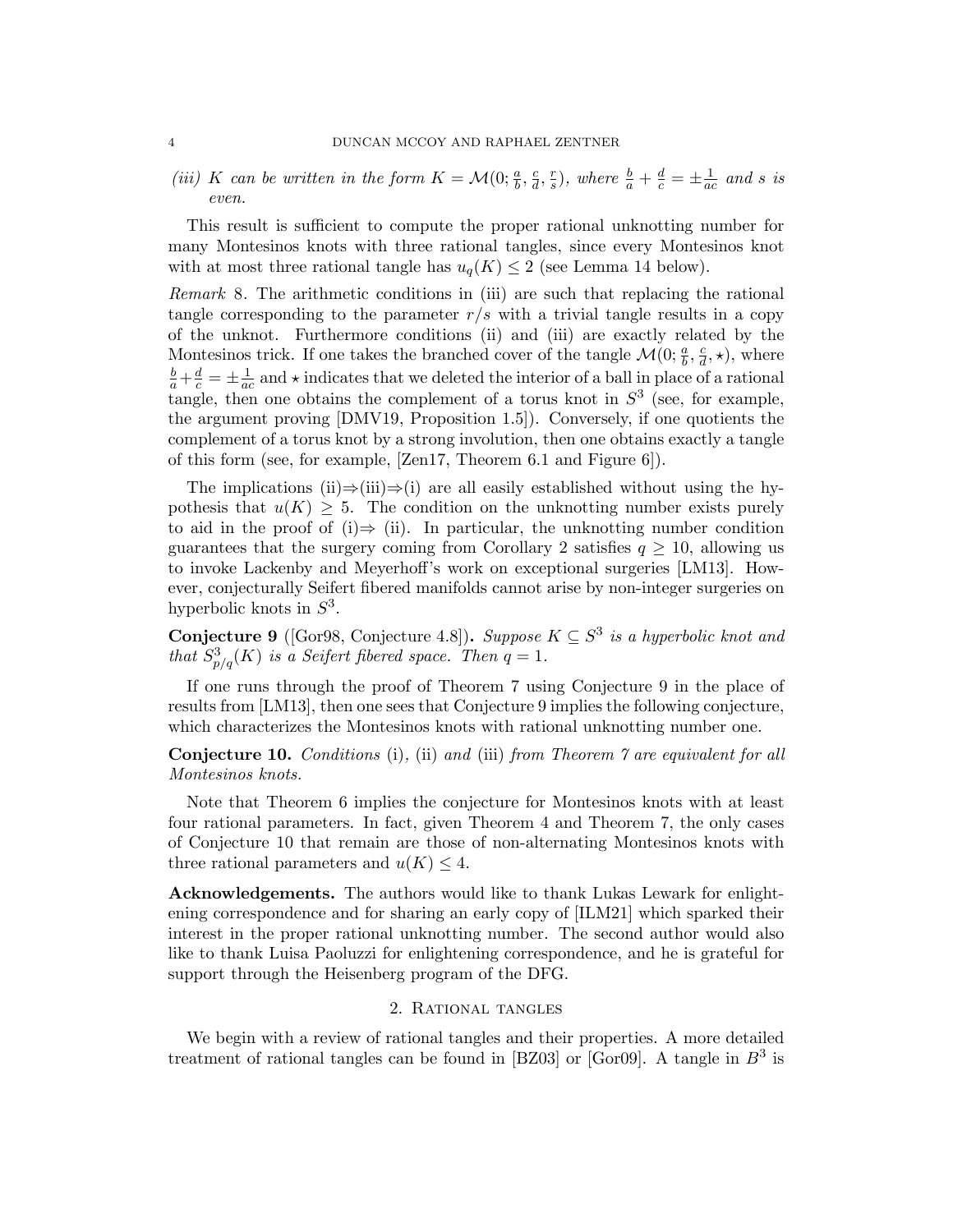*(iii) $K$ can be written in the form $K = \mathcal{M}(0; \frac{a}{b}, \frac{c}{d}, \frac{r}{s})$, where $\frac{b}{a} + \frac{d}{c} = \pm\frac{1}{ac}$ and $s$ is even.*

This result is sufficient to compute the proper rational unknotting number for many Montesinos knots with three rational tangles, since every Montesinos knot with at most three rational tangle has $u_q(K) \leq 2$ (see Lemma 14 below).

*Remark* 8. The arithmetic conditions in (iii) are such that replacing the rational tangle corresponding to the parameter $r/s$ with a trivial tangle results in a copy of the unknot. Furthermore conditions (ii) and (iii) are exactly related by the Montesinos trick. If one takes the branched cover of the tangle $\mathcal{M}(0; \frac{a}{b}, \frac{c}{d}, \star)$, where $\frac{b}{a} + \frac{d}{c} = \pm\frac{1}{ac}$ and $\star$ indicates that we deleted the interior of a ball in place of a rational tangle, then one obtains the complement of a torus knot in $S^3$ (see, for example, the argument proving [DMV19, Proposition 1.5]). Conversely, if one quotients the complement of a torus knot by a strong involution, then one obtains exactly a tangle of this form (see, for example, [Zen17, Theorem 6.1 and Figure 6]).

The implications (ii)$\Rightarrow$(iii)$\Rightarrow$(i) are all easily established without using the hypothesis that $u(K) \geq 5$. The condition on the unknotting number exists purely to aid in the proof of (i)$\Rightarrow$ (ii). In particular, the unknotting number condition guarantees that the surgery coming from Corollary 2 satisfies $q \geq 10$, allowing us to invoke Lackenby and Meyerhoff's work on exceptional surgeries [LM13]. However, conjecturally Seifert fibered manifolds cannot arise by non-integer surgeries on hyperbolic knots in $S^3$.

**Conjecture 9** ([Gor98, Conjecture 4.8])**.** *Suppose $K \subseteq S^3$ is a hyperbolic knot and that $S^3_{p/q}(K)$ is a Seifert fibered space. Then $q = 1$.*

If one runs through the proof of Theorem 7 using Conjecture 9 in the place of results from [LM13], then one sees that Conjecture 9 implies the following conjecture, which characterizes the Montesinos knots with rational unknotting number one.

**Conjecture 10.** *Conditions* (i)*,* (ii) *and* (iii) *from Theorem 7 are equivalent for all Montesinos knots.*

Note that Theorem 6 implies the conjecture for Montesinos knots with at least four rational parameters. In fact, given Theorem 4 and Theorem 7, the only cases of Conjecture 10 that remain are those of non-alternating Montesinos knots with three rational parameters and $u(K) \leq 4$.

**Acknowledgements.** The authors would like to thank Lukas Lewark for enlightening correspondence and for sharing an early copy of [ILM21] which sparked their interest in the proper rational unknotting number. The second author would also like to thank Luisa Paoluzzi for enlightening correspondence, and he is grateful for support through the Heisenberg program of the DFG.

## 2. Rational tangles

We begin with a review of rational tangles and their properties. A more detailed treatment of rational tangles can be found in [BZ03] or [Gor09]. A tangle in $B^3$ is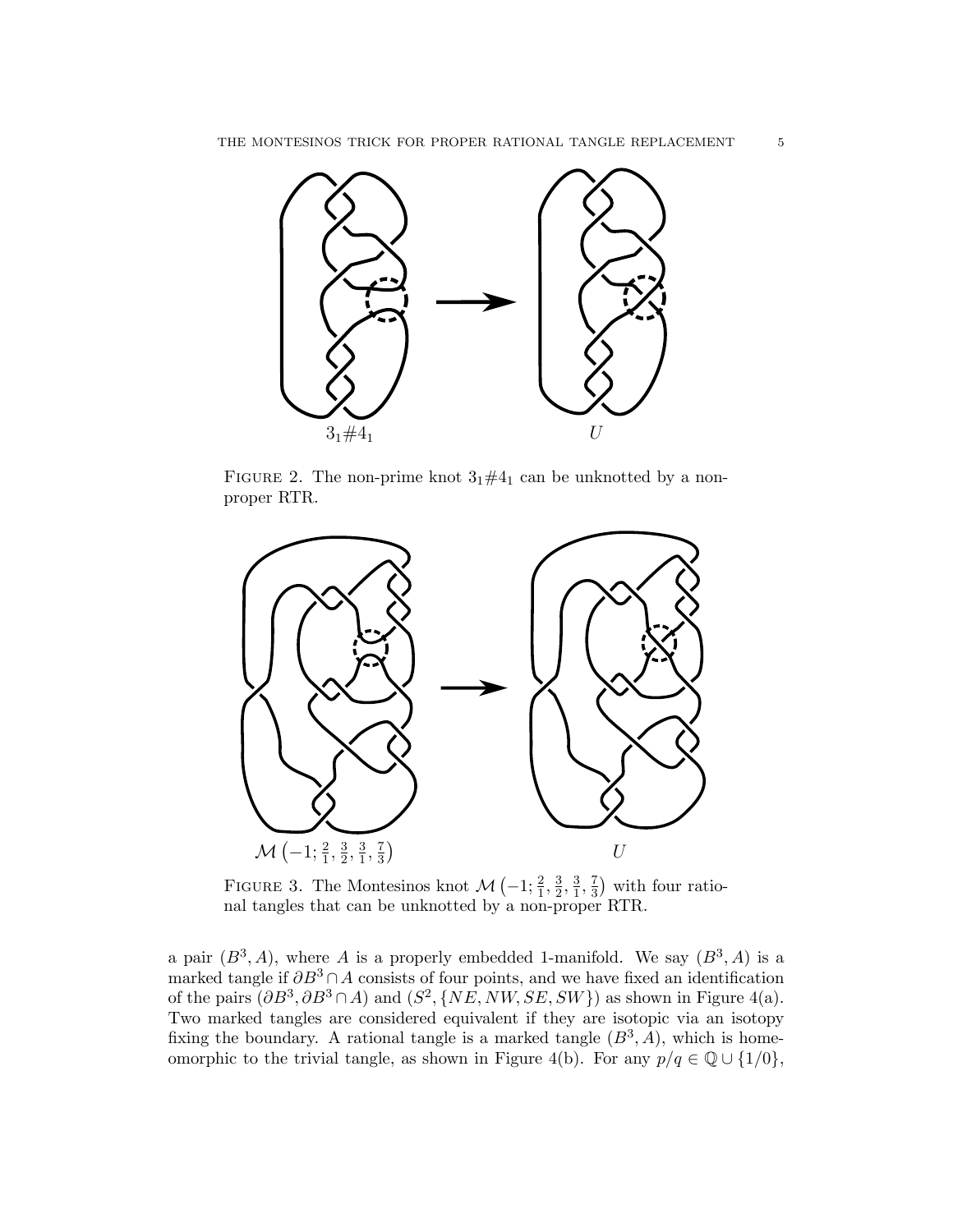$3_1\#4_1$ $\qquad\qquad$ $U$

FIGURE 2. The non-prime knot $3_1\#4_1$ can be unknotted by a non-proper RTR.

$\mathcal{M}\left(-1;\frac{2}{1},\frac{3}{2},\frac{3}{1},\frac{7}{3}\right)$ $\qquad\qquad$ $U$

FIGURE 3. The Montesinos knot $\mathcal{M}\left(-1;\frac{2}{1},\frac{3}{2},\frac{3}{1},\frac{7}{3}\right)$ with four rational tangles that can be unknotted by a non-proper RTR.

a pair $(B^3, A)$, where $A$ is a properly embedded 1-manifold. We say $(B^3, A)$ is a marked tangle if $\partial B^3 \cap A$ consists of four points, and we have fixed an identification of the pairs $(\partial B^3, \partial B^3 \cap A)$ and $(S^2, \{NE, NW, SE, SW\})$ as shown in Figure 4(a). Two marked tangles are considered equivalent if they are isotopic via an isotopy fixing the boundary. A rational tangle is a marked tangle $(B^3, A)$, which is homeomorphic to the trivial tangle, as shown in Figure 4(b). For any $p/q \in \mathbb{Q} \cup \{1/0\}$,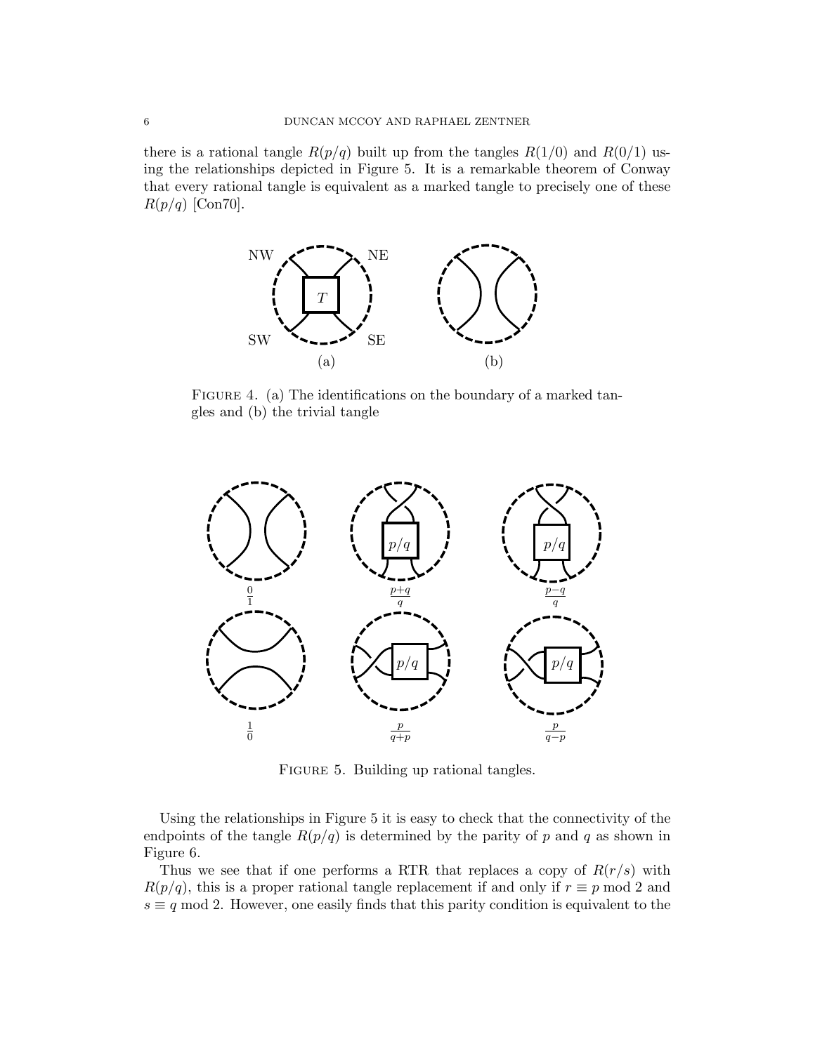there is a rational tangle $R(p/q)$ built up from the tangles $R(1/0)$ and $R(0/1)$ using the relationships depicted in Figure 5. It is a remarkable theorem of Conway that every rational tangle is equivalent as a marked tangle to precisely one of these $R(p/q)$ [Con70].

Figure 4. (a) The identifications on the boundary of a marked tangles and (b) the trivial tangle

Figure 5. Building up rational tangles.

Using the relationships in Figure 5 it is easy to check that the connectivity of the endpoints of the tangle $R(p/q)$ is determined by the parity of $p$ and $q$ as shown in Figure 6.

Thus we see that if one performs a RTR that replaces a copy of $R(r/s)$ with $R(p/q)$, this is a proper rational tangle replacement if and only if $r \equiv p \bmod 2$ and $s \equiv q \bmod 2$. However, one easily finds that this parity condition is equivalent to the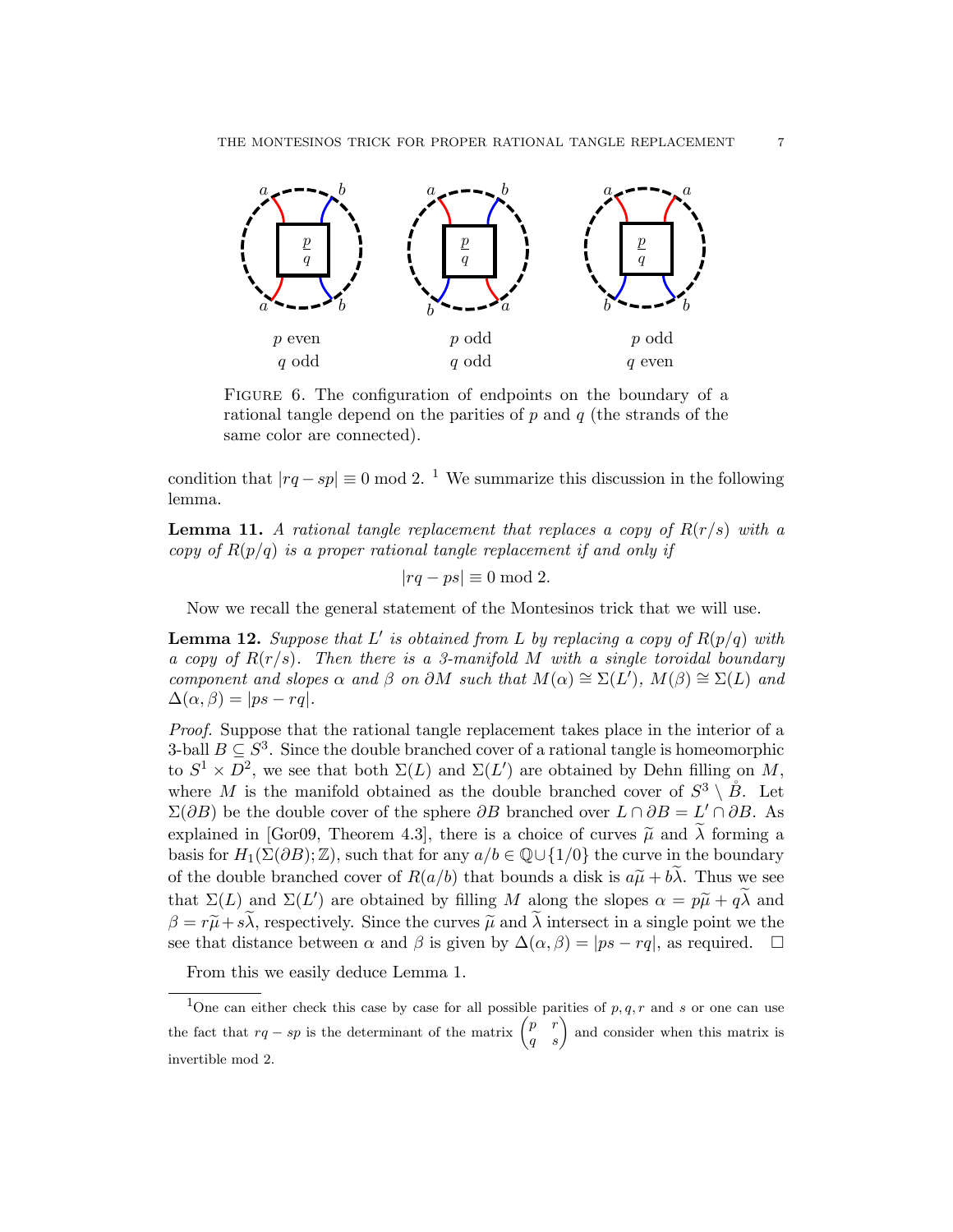FIGURE 6. The configuration of endpoints on the boundary of a rational tangle depend on the parities of $p$ and $q$ (the strands of the same color are connected).

condition that $|rq - sp| \equiv 0 \bmod 2$. [1] We summarize this discussion in the following lemma.

**Lemma 11.** *A rational tangle replacement that replaces a copy of $R(r/s)$ with a copy of $R(p/q)$ is a proper rational tangle replacement if and only if*

$$|rq - ps| \equiv 0 \bmod 2.$$

Now we recall the general statement of the Montesinos trick that we will use.

**Lemma 12.** *Suppose that $L'$ is obtained from $L$ by replacing a copy of $R(p/q)$ with a copy of $R(r/s)$. Then there is a 3-manifold $M$ with a single toroidal boundary component and slopes $\alpha$ and $\beta$ on $\partial M$ such that $M(\alpha) \cong \Sigma(L')$, $M(\beta) \cong \Sigma(L)$ and $\Delta(\alpha, \beta) = |ps - rq|$.*

*Proof.* Suppose that the rational tangle replacement takes place in the interior of a 3-ball $B \subseteq S^3$. Since the double branched cover of a rational tangle is homeomorphic to $S^1 \times D^2$, we see that both $\Sigma(L)$ and $\Sigma(L')$ are obtained by Dehn filling on $M$, where $M$ is the manifold obtained as the double branched cover of $S^3 \setminus \mathring{B}$. Let $\Sigma(\partial B)$ be the double cover of the sphere $\partial B$ branched over $L \cap \partial B = L' \cap \partial B$. As explained in [Gor09, Theorem 4.3], there is a choice of curves $\widetilde{\mu}$ and $\widetilde{\lambda}$ forming a basis for $H_1(\Sigma(\partial B); \mathbb{Z})$, such that for any $a/b \in \mathbb{Q} \cup \{1/0\}$ the curve in the boundary of the double branched cover of $R(a/b)$ that bounds a disk is $a\widetilde{\mu} + b\widetilde{\lambda}$. Thus we see that $\Sigma(L)$ and $\Sigma(L')$ are obtained by filling $M$ along the slopes $\alpha = p\widetilde{\mu} + q\widetilde{\lambda}$ and $\beta = r\widetilde{\mu} + s\widetilde{\lambda}$, respectively. Since the curves $\widetilde{\mu}$ and $\widetilde{\lambda}$ intersect in a single point we the see that distance between $\alpha$ and $\beta$ is given by $\Delta(\alpha, \beta) = |ps - rq|$, as required. $\square$

From this we easily deduce Lemma 1.

---

[1] One can either check this case by case for all possible parities of $p, q, r$ and $s$ or one can use the fact that $rq - sp$ is the determinant of the matrix $\begin{pmatrix} p & r \\ q & s \end{pmatrix}$ and consider when this matrix is invertible mod 2.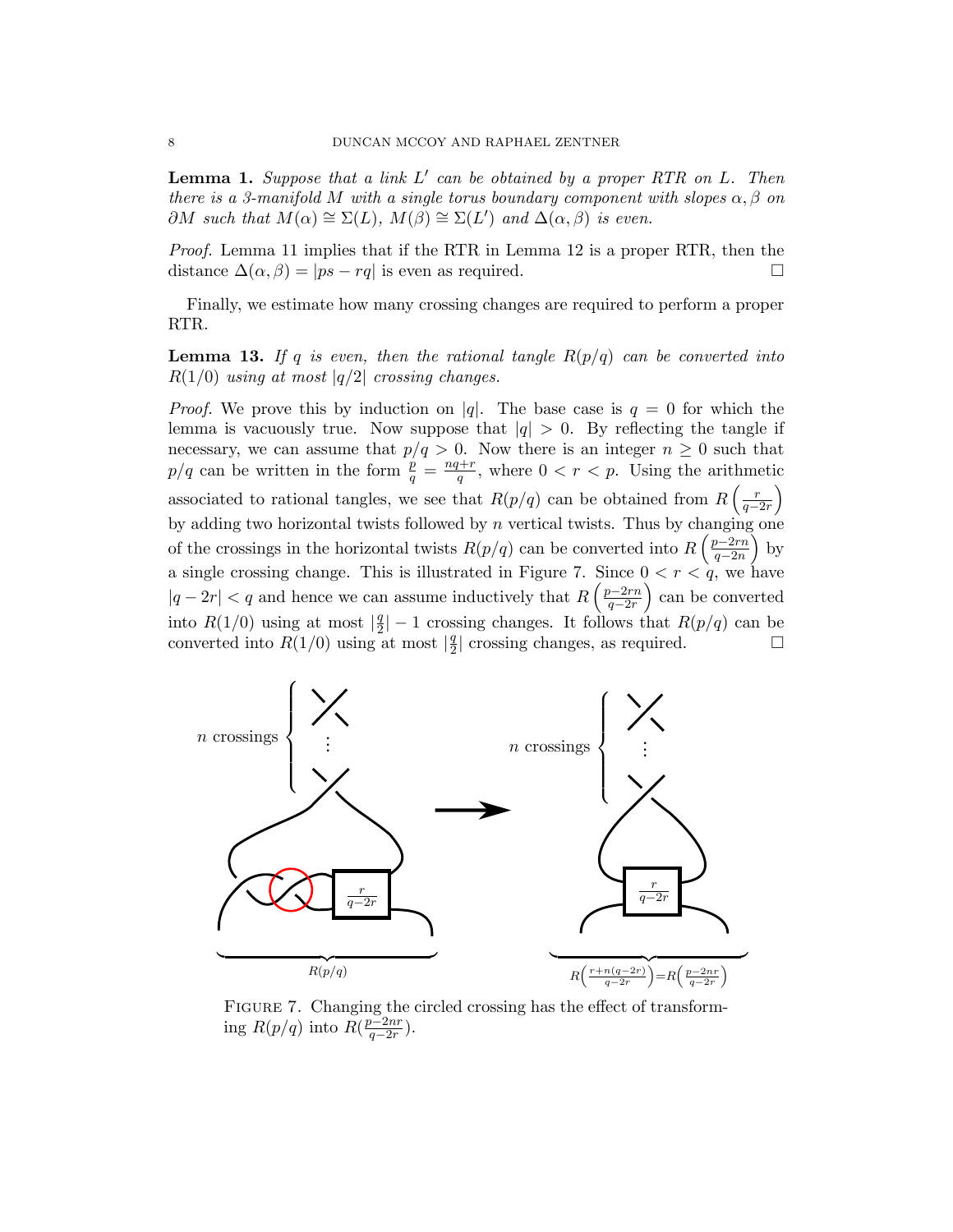**Lemma 1.** *Suppose that a link $L'$ can be obtained by a proper RTR on $L$. Then there is a 3-manifold $M$ with a single torus boundary component with slopes $\alpha, \beta$ on $\partial M$ such that $M(\alpha) \cong \Sigma(L)$, $M(\beta) \cong \Sigma(L')$ and $\Delta(\alpha, \beta)$ is even.*

*Proof.* Lemma 11 implies that if the RTR in Lemma 12 is a proper RTR, then the distance $\Delta(\alpha, \beta) = |ps - rq|$ is even as required. □

Finally, we estimate how many crossing changes are required to perform a proper RTR.

**Lemma 13.** *If $q$ is even, then the rational tangle $R(p/q)$ can be converted into $R(1/0)$ using at most $|q/2|$ crossing changes.*

*Proof.* We prove this by induction on $|q|$. The base case is $q = 0$ for which the lemma is vacuously true. Now suppose that $|q| > 0$. By reflecting the tangle if necessary, we can assume that $p/q > 0$. Now there is an integer $n \geq 0$ such that $p/q$ can be written in the form $\frac{p}{q} = \frac{nq+r}{q}$, where $0 < r < p$. Using the arithmetic associated to rational tangles, we see that $R(p/q)$ can be obtained from $R\left(\frac{r}{q-2r}\right)$ by adding two horizontal twists followed by $n$ vertical twists. Thus by changing one of the crossings in the horizontal twists $R(p/q)$ can be converted into $R\left(\frac{p-2rn}{q-2n}\right)$ by a single crossing change. This is illustrated in Figure 7. Since $0 < r < q$, we have $|q - 2r| < q$ and hence we can assume inductively that $R\left(\frac{p-2rn}{q-2r}\right)$ can be converted into $R(1/0)$ using at most $|\frac{q}{2}| - 1$ crossing changes. It follows that $R(p/q)$ can be converted into $R(1/0)$ using at most $|\frac{q}{2}|$ crossing changes, as required. □

FIGURE 7. Changing the circled crossing has the effect of transforming $R(p/q)$ into $R(\frac{p-2nr}{q-2r})$.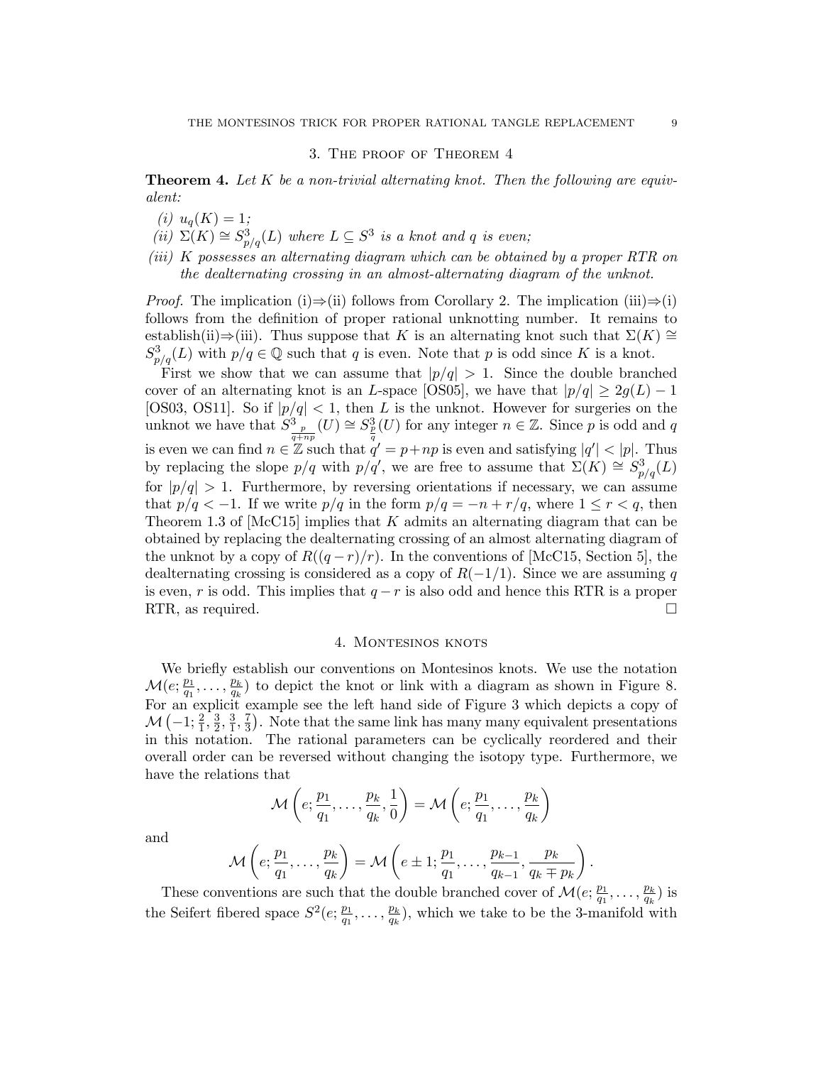## 3. The proof of Theorem 4

**Theorem 4.** *Let $K$ be a non-trivial alternating knot. Then the following are equivalent:*

*(i) $u_q(K) = 1$;*
*(ii) $\Sigma(K) \cong S^3_{p/q}(L)$ where $L \subseteq S^3$ is a knot and $q$ is even;*
*(iii) $K$ possesses an alternating diagram which can be obtained by a proper RTR on the dealternating crossing in an almost-alternating diagram of the unknot.*

*Proof.* The implication (i)⇒(ii) follows from Corollary 2. The implication (iii)⇒(i) follows from the definition of proper rational unknotting number. It remains to establish(ii)⇒(iii). Thus suppose that $K$ is an alternating knot such that $\Sigma(K) \cong S^3_{p/q}(L)$ with $p/q \in \mathbb{Q}$ such that $q$ is even. Note that $p$ is odd since $K$ is a knot.

First we show that we can assume that $|p/q| > 1$. Since the double branched cover of an alternating knot is an $L$-space [OS05], we have that $|p/q| \geq 2g(L) - 1$ [OS03, OS11]. So if $|p/q| < 1$, then $L$ is the unknot. However for surgeries on the unknot we have that $S^3_{\frac{p}{q+np}}(U) \cong S^3_{\frac{p}{q}}(U)$ for any integer $n \in \mathbb{Z}$. Since $p$ is odd and $q$ is even we can find $n \in \mathbb{Z}$ such that $q' = p + np$ is even and satisfying $|q'| < |p|$. Thus by replacing the slope $p/q$ with $p/q'$, we are free to assume that $\Sigma(K) \cong S^3_{p/q}(L)$ for $|p/q| > 1$. Furthermore, by reversing orientations if necessary, we can assume that $p/q < -1$. If we write $p/q$ in the form $p/q = -n + r/q$, where $1 \leq r < q$, then Theorem 1.3 of [McC15] implies that $K$ admits an alternating diagram that can be obtained by replacing the dealternating crossing of an almost alternating diagram of the unknot by a copy of $R((q-r)/r)$. In the conventions of [McC15, Section 5], the dealternating crossing is considered as a copy of $R(-1/1)$. Since we are assuming $q$ is even, $r$ is odd. This implies that $q - r$ is also odd and hence this RTR is a proper RTR, as required. □

## 4. Montesinos knots

We briefly establish our conventions on Montesinos knots. We use the notation $\mathcal{M}(e; \frac{p_1}{q_1}, \ldots, \frac{p_k}{q_k})$ to depict the knot or link with a diagram as shown in Figure 8. For an explicit example see the left hand side of Figure 3 which depicts a copy of $\mathcal{M}\left(-1; \frac{2}{1}, \frac{3}{2}, \frac{3}{1}, \frac{7}{3}\right)$. Note that the same link has many many equivalent presentations in this notation. The rational parameters can be cyclically reordered and their overall order can be reversed without changing the isotopy type. Furthermore, we have the relations that

$$\mathcal{M}\left(e; \frac{p_1}{q_1}, \ldots, \frac{p_k}{q_k}, \frac{1}{0}\right) = \mathcal{M}\left(e; \frac{p_1}{q_1}, \ldots, \frac{p_k}{q_k}\right)$$

and

$$\mathcal{M}\left(e; \frac{p_1}{q_1}, \ldots, \frac{p_k}{q_k}\right) = \mathcal{M}\left(e \pm 1; \frac{p_1}{q_1}, \ldots, \frac{p_{k-1}}{q_{k-1}}, \frac{p_k}{q_k \mp p_k}\right).$$

These conventions are such that the double branched cover of $\mathcal{M}(e; \frac{p_1}{q_1}, \ldots, \frac{p_k}{q_k})$ is the Seifert fibered space $S^2(e; \frac{p_1}{q_1}, \ldots, \frac{p_k}{q_k})$, which we take to be the 3-manifold with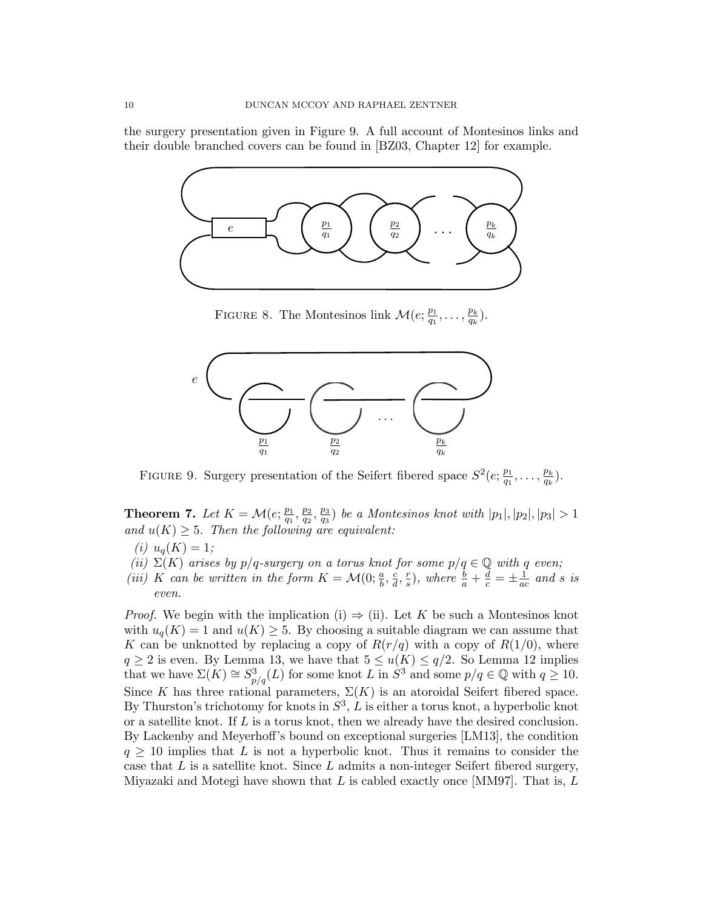the surgery presentation given in Figure 9. A full account of Montesinos links and their double branched covers can be found in [BZ03, Chapter 12] for example.

FIGURE 8. The Montesinos link $\mathcal{M}(e; \frac{p_1}{q_1}, \ldots, \frac{p_k}{q_k})$.

FIGURE 9. Surgery presentation of the Seifert fibered space $S^2(e; \frac{p_1}{q_1}, \ldots, \frac{p_k}{q_k})$.

**Theorem 7.** *Let $K = \mathcal{M}(e; \frac{p_1}{q_1}, \frac{p_2}{q_2}, \frac{p_3}{q_3})$ be a Montesinos knot with $|p_1|, |p_2|, |p_3| > 1$ and $u(K) \geq 5$. Then the following are equivalent:*

*(i) $u_q(K) = 1$;*

*(ii) $\Sigma(K)$ arises by $p/q$-surgery on a torus knot for some $p/q \in \mathbb{Q}$ with $q$ even;*

*(iii) $K$ can be written in the form $K = \mathcal{M}(0; \frac{a}{b}, \frac{c}{d}, \frac{r}{s})$, where $\frac{b}{a} + \frac{d}{c} = \pm\frac{1}{ac}$ and $s$ is even.*

*Proof.* We begin with the implication (i) $\Rightarrow$ (ii). Let $K$ be such a Montesinos knot with $u_q(K) = 1$ and $u(K) \geq 5$. By choosing a suitable diagram we can assume that $K$ can be unknotted by replacing a copy of $R(r/q)$ with a copy of $R(1/0)$, where $q \geq 2$ is even. By Lemma 13, we have that $5 \leq u(K) \leq q/2$. So Lemma 12 implies that we have $\Sigma(K) \cong S^3_{p/q}(L)$ for some knot $L$ in $S^3$ and some $p/q \in \mathbb{Q}$ with $q \geq 10$. Since $K$ has three rational parameters, $\Sigma(K)$ is an atoroidal Seifert fibered space. By Thurston's trichotomy for knots in $S^3$, $L$ is either a torus knot, a hyperbolic knot or a satellite knot. If $L$ is a torus knot, then we already have the desired conclusion. By Lackenby and Meyerhoff's bound on exceptional surgeries [LM13], the condition $q \geq 10$ implies that $L$ is not a hyperbolic knot. Thus it remains to consider the case that $L$ is a satellite knot. Since $L$ admits a non-integer Seifert fibered surgery, Miyazaki and Motegi have shown that $L$ is cabled exactly once [MM97]. That is, $L$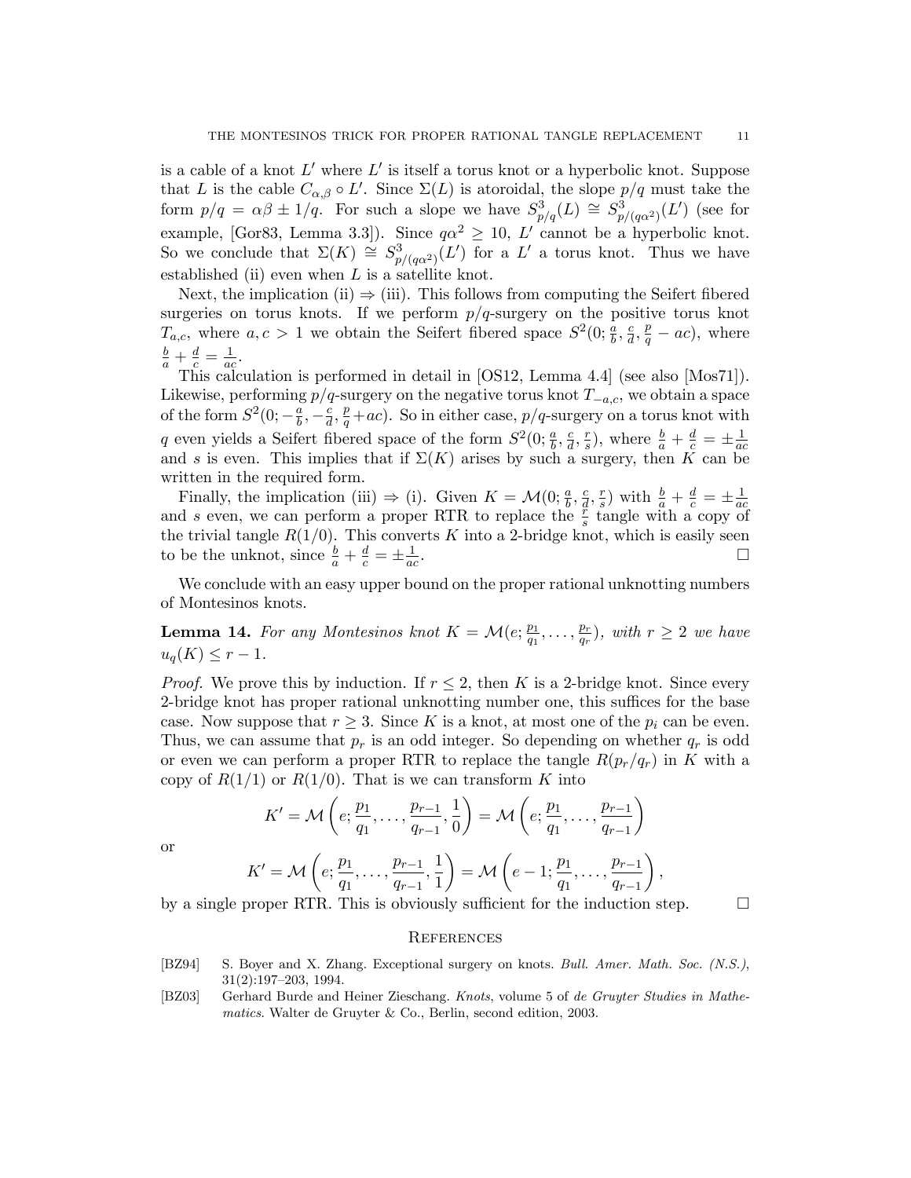is a cable of a knot $L'$ where $L'$ is itself a torus knot or a hyperbolic knot. Suppose that $L$ is the cable $C_{\alpha,\beta} \circ L'$. Since $\Sigma(L)$ is atoroidal, the slope $p/q$ must take the form $p/q = \alpha\beta \pm 1/q$. For such a slope we have $S^3_{p/q}(L) \cong S^3_{p/(q\alpha^2)}(L')$ (see for example, [Gor83, Lemma 3.3]). Since $q\alpha^2 \geq 10$, $L'$ cannot be a hyperbolic knot. So we conclude that $\Sigma(K) \cong S^3_{p/(q\alpha^2)}(L')$ for a $L'$ a torus knot. Thus we have established (ii) even when $L$ is a satellite knot.

Next, the implication (ii) $\Rightarrow$ (iii). This follows from computing the Seifert fibered surgeries on torus knots. If we perform $p/q$-surgery on the positive torus knot $T_{a,c}$, where $a, c > 1$ we obtain the Seifert fibered space $S^2(0; \frac{a}{b}, \frac{c}{d}, \frac{p}{q} - ac)$, where $\frac{b}{a} + \frac{d}{c} = \frac{1}{ac}$.

This calculation is performed in detail in [OS12, Lemma 4.4] (see also [Mos71]). Likewise, performing $p/q$-surgery on the negative torus knot $T_{-a,c}$, we obtain a space of the form $S^2(0; -\frac{a}{b}, -\frac{c}{d}, \frac{p}{q} + ac)$. So in either case, $p/q$-surgery on a torus knot with $q$ even yields a Seifert fibered space of the form $S^2(0; \frac{a}{b}, \frac{c}{d}, \frac{r}{s})$, where $\frac{b}{a} + \frac{d}{c} = \pm\frac{1}{ac}$ and $s$ is even. This implies that if $\Sigma(K)$ arises by such a surgery, then $K$ can be written in the required form.

Finally, the implication (iii) $\Rightarrow$ (i). Given $K = \mathcal{M}(0; \frac{a}{b}, \frac{c}{d}, \frac{r}{s})$ with $\frac{b}{a} + \frac{d}{c} = \pm\frac{1}{ac}$ and $s$ even, we can perform a proper RTR to replace the $\frac{r}{s}$ tangle with a copy of the trivial tangle $R(1/0)$. This converts $K$ into a 2-bridge knot, which is easily seen to be the unknot, since $\frac{b}{a} + \frac{d}{c} = \pm\frac{1}{ac}$. □

We conclude with an easy upper bound on the proper rational unknotting numbers of Montesinos knots.

**Lemma 14.** *For any Montesinos knot $K = \mathcal{M}(e; \frac{p_1}{q_1}, \dots, \frac{p_r}{q_r})$, with $r \geq 2$ we have $u_q(K) \leq r - 1$.*

*Proof.* We prove this by induction. If $r \leq 2$, then $K$ is a 2-bridge knot. Since every 2-bridge knot has proper rational unknotting number one, this suffices for the base case. Now suppose that $r \geq 3$. Since $K$ is a knot, at most one of the $p_i$ can be even. Thus, we can assume that $p_r$ is an odd integer. So depending on whether $q_r$ is odd or even we can perform a proper RTR to replace the tangle $R(p_r/q_r)$ in $K$ with a copy of $R(1/1)$ or $R(1/0)$. That is we can transform $K$ into

$$K' = \mathcal{M}\left(e; \frac{p_1}{q_1}, \dots, \frac{p_{r-1}}{q_{r-1}}, \frac{1}{0}\right) = \mathcal{M}\left(e; \frac{p_1}{q_1}, \dots, \frac{p_{r-1}}{q_{r-1}}\right)$$

or

$$K' = \mathcal{M}\left(e; \frac{p_1}{q_1}, \dots, \frac{p_{r-1}}{q_{r-1}}, \frac{1}{1}\right) = \mathcal{M}\left(e - 1; \frac{p_1}{q_1}, \dots, \frac{p_{r-1}}{q_{r-1}}\right),$$

by a single proper RTR. This is obviously sufficient for the induction step. □

## References

[BZ94] S. Boyer and X. Zhang. Exceptional surgery on knots. *Bull. Amer. Math. Soc. (N.S.)*, 31(2):197–203, 1994.

[BZ03] Gerhard Burde and Heiner Zieschang. *Knots*, volume 5 of *de Gruyter Studies in Mathematics*. Walter de Gruyter & Co., Berlin, second edition, 2003.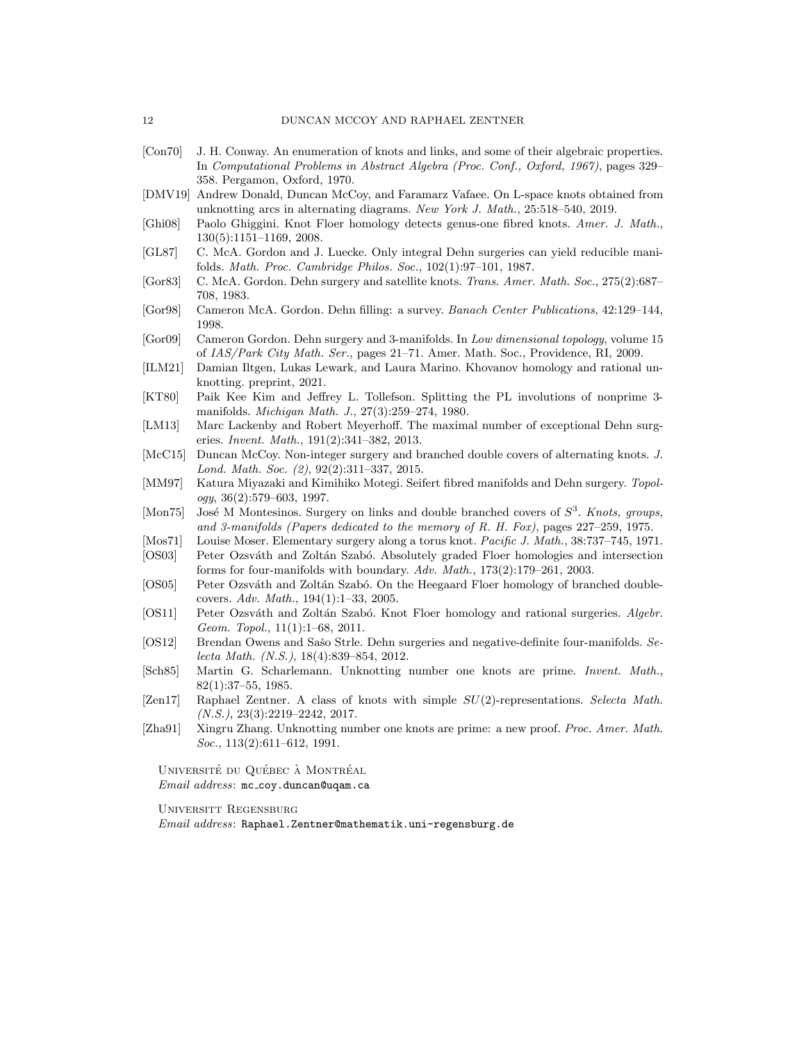[Con70] J. H. Conway. An enumeration of knots and links, and some of their algebraic properties. In *Computational Problems in Abstract Algebra (Proc. Conf., Oxford, 1967)*, pages 329–358. Pergamon, Oxford, 1970.

[DMV19] Andrew Donald, Duncan McCoy, and Faramarz Vafaee. On L-space knots obtained from unknotting arcs in alternating diagrams. *New York J. Math.*, 25:518–540, 2019.

[Ghi08] Paolo Ghiggini. Knot Floer homology detects genus-one fibred knots. *Amer. J. Math.*, 130(5):1151–1169, 2008.

[GL87] C. McA. Gordon and J. Luecke. Only integral Dehn surgeries can yield reducible manifolds. *Math. Proc. Cambridge Philos. Soc.*, 102(1):97–101, 1987.

[Gor83] C. McA. Gordon. Dehn surgery and satellite knots. *Trans. Amer. Math. Soc.*, 275(2):687–708, 1983.

[Gor98] Cameron McA. Gordon. Dehn filling: a survey. *Banach Center Publications*, 42:129–144, 1998.

[Gor09] Cameron Gordon. Dehn surgery and 3-manifolds. In *Low dimensional topology*, volume 15 of *IAS/Park City Math. Ser.*, pages 21–71. Amer. Math. Soc., Providence, RI, 2009.

[ILM21] Damian Iltgen, Lukas Lewark, and Laura Marino. Khovanov homology and rational unknotting. preprint, 2021.

[KT80] Paik Kee Kim and Jeffrey L. Tollefson. Splitting the PL involutions of nonprime 3-manifolds. *Michigan Math. J.*, 27(3):259–274, 1980.

[LM13] Marc Lackenby and Robert Meyerhoff. The maximal number of exceptional Dehn surgeries. *Invent. Math.*, 191(2):341–382, 2013.

[McC15] Duncan McCoy. Non-integer surgery and branched double covers of alternating knots. *J. Lond. Math. Soc. (2)*, 92(2):311–337, 2015.

[MM97] Katura Miyazaki and Kimihiko Motegi. Seifert fibred manifolds and Dehn surgery. *Topology*, 36(2):579–603, 1997.

[Mon75] José M Montesinos. Surgery on links and double branched covers of $S^3$. *Knots, groups, and 3-manifolds (Papers dedicated to the memory of R. H. Fox)*, pages 227–259, 1975.

[Mos71] Louise Moser. Elementary surgery along a torus knot. *Pacific J. Math.*, 38:737–745, 1971.

[OS03] Peter Ozsváth and Zoltán Szabó. Absolutely graded Floer homologies and intersection forms for four-manifolds with boundary. *Adv. Math.*, 173(2):179–261, 2003.

[OS05] Peter Ozsváth and Zoltán Szabó. On the Heegaard Floer homology of branched double-covers. *Adv. Math.*, 194(1):1–33, 2005.

[OS11] Peter Ozsváth and Zoltán Szabó. Knot Floer homology and rational surgeries. *Algebr. Geom. Topol.*, 11(1):1–68, 2011.

[OS12] Brendan Owens and Sašo Strle. Dehn surgeries and negative-definite four-manifolds. *Selecta Math. (N.S.)*, 18(4):839–854, 2012.

[Sch85] Martin G. Scharlemann. Unknotting number one knots are prime. *Invent. Math.*, 82(1):37–55, 1985.

[Zen17] Raphael Zentner. A class of knots with simple $SU(2)$-representations. *Selecta Math. (N.S.)*, 23(3):2219–2242, 2017.

[Zha91] Xingru Zhang. Unknotting number one knots are prime: a new proof. *Proc. Amer. Math. Soc.*, 113(2):611–612, 1991.

Université du Québec à Montréal
*Email address*: mc_coy.duncan@uqam.ca

Universitt Regensburg
*Email address*: Raphael.Zentner@mathematik.uni-regensburg.de